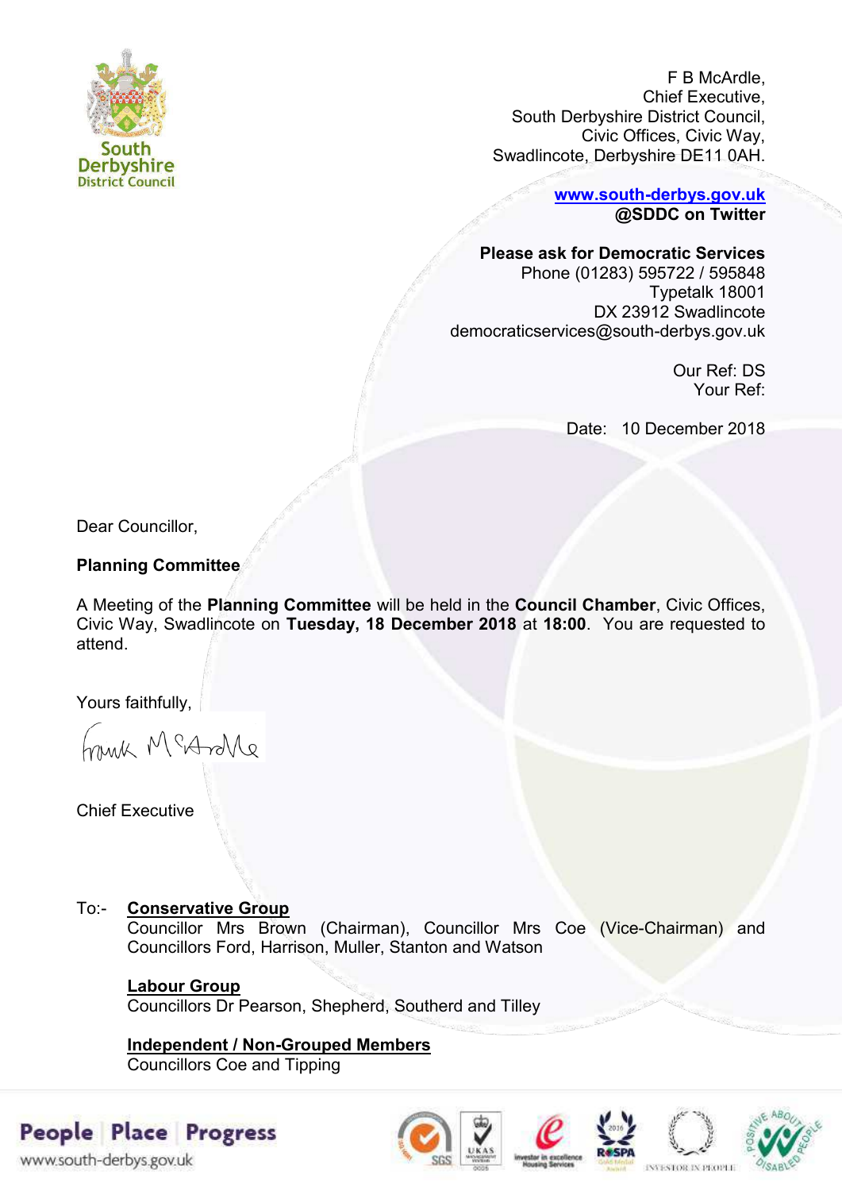F B McArdle,
Chief Executive,
South Derbyshire District Council,
Civic Offices, Civic Way,
Swadlincote, Derbyshire DE11 0AH.

**www.south-derbys.gov.uk**
**@SDDC on Twitter**

**Please ask for Democratic Services**
Phone (01283) 595722 / 595848
Typetalk 18001
DX 23912 Swadlincote
democraticservices@south-derbys.gov.uk

Our Ref: DS
Your Ref:

Date: 10 December 2018

Dear Councillor,

**Planning Committee**

A Meeting of the **Planning Committee** will be held in the **Council Chamber**, Civic Offices, Civic Way, Swadlincote on **Tuesday, 18 December 2018** at **18:00**. You are requested to attend.

Yours faithfully,

Frank McArdle

Chief Executive

To:- **Conservative Group**
Councillor Mrs Brown (Chairman), Councillor Mrs Coe (Vice-Chairman) and Councillors Ford, Harrison, Muller, Stanton and Watson

**Labour Group**
Councillors Dr Pearson, Shepherd, Southerd and Tilley

**Independent / Non-Grouped Members**
Councillors Coe and Tipping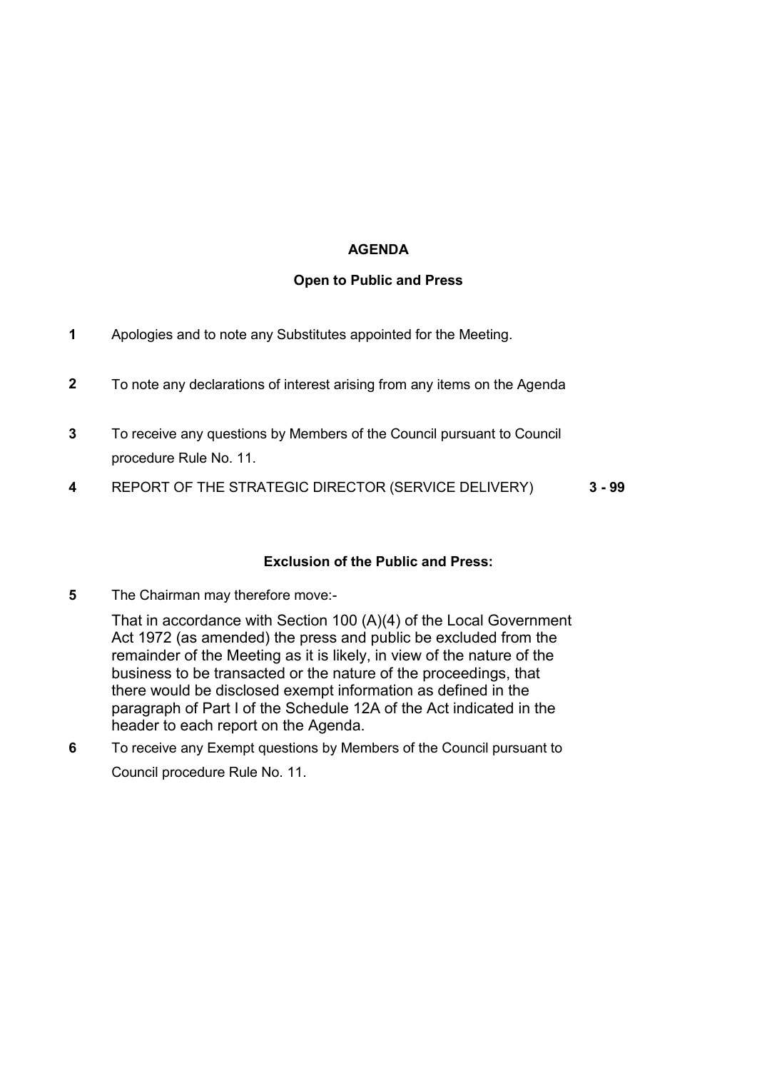## AGENDA

**Open to Public and Press**

**1** Apologies and to note any Substitutes appointed for the Meeting.

**2** To note any declarations of interest arising from any items on the Agenda

**3** To receive any questions by Members of the Council pursuant to Council procedure Rule No. 11.

**4** REPORT OF THE STRATEGIC DIRECTOR (SERVICE DELIVERY) **3 - 99**

**Exclusion of the Public and Press:**

**5** The Chairman may therefore move:-

That in accordance with Section 100 (A)(4) of the Local Government Act 1972 (as amended) the press and public be excluded from the remainder of the Meeting as it is likely, in view of the nature of the business to be transacted or the nature of the proceedings, that there would be disclosed exempt information as defined in the paragraph of Part I of the Schedule 12A of the Act indicated in the header to each report on the Agenda.

**6** To receive any Exempt questions by Members of the Council pursuant to Council procedure Rule No. 11.